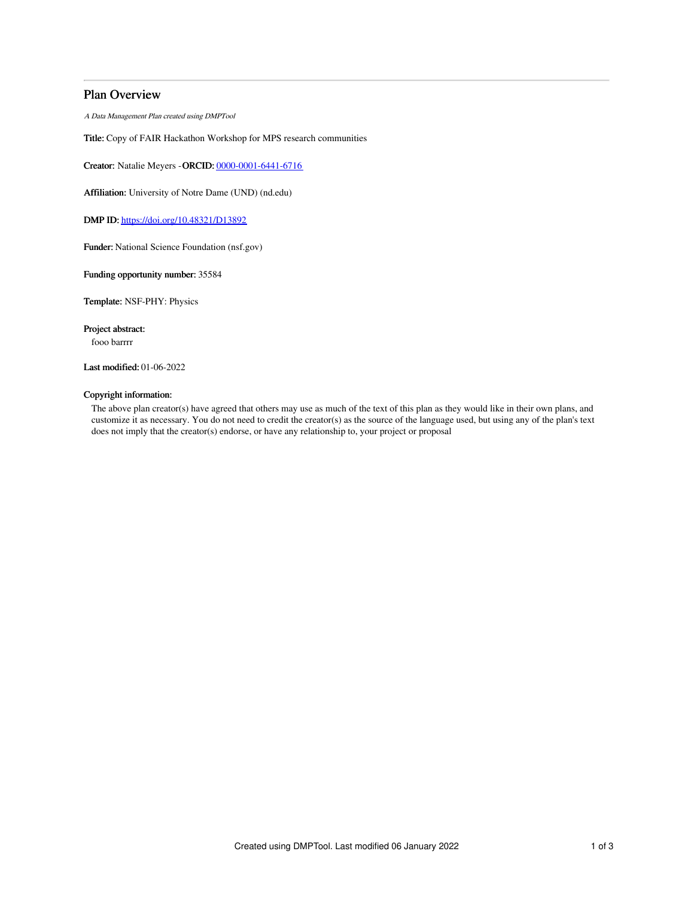# Plan Overview

*A Data Management Plan created using DMPTool*

**Title:** Copy of FAIR Hackathon Workshop for MPS research communities

**Creator:** Natalie Meyers -**ORCID:** [0000-0001-6441-6716](https://orcid.org/0000-0001-6441-6716)

**Affiliation:** University of Notre Dame (UND) (nd.edu)

**DMP ID:** [https://doi.org/10.48321/D13892](https://doi.org/10.48321/D13892)

**Funder:** National Science Foundation (nsf.gov)

**Funding opportunity number:** 35584

**Template:** NSF-PHY: Physics

**Project abstract:**

fooo barrrr

**Last modified:** 01-06-2022

**Copyright information:**

The above plan creator(s) have agreed that others may use as much of the text of this plan as they would like in their own plans, and customize it as necessary. You do not need to credit the creator(s) as the source of the language used, but using any of the plan's text does not imply that the creator(s) endorse, or have any relationship to, your project or proposal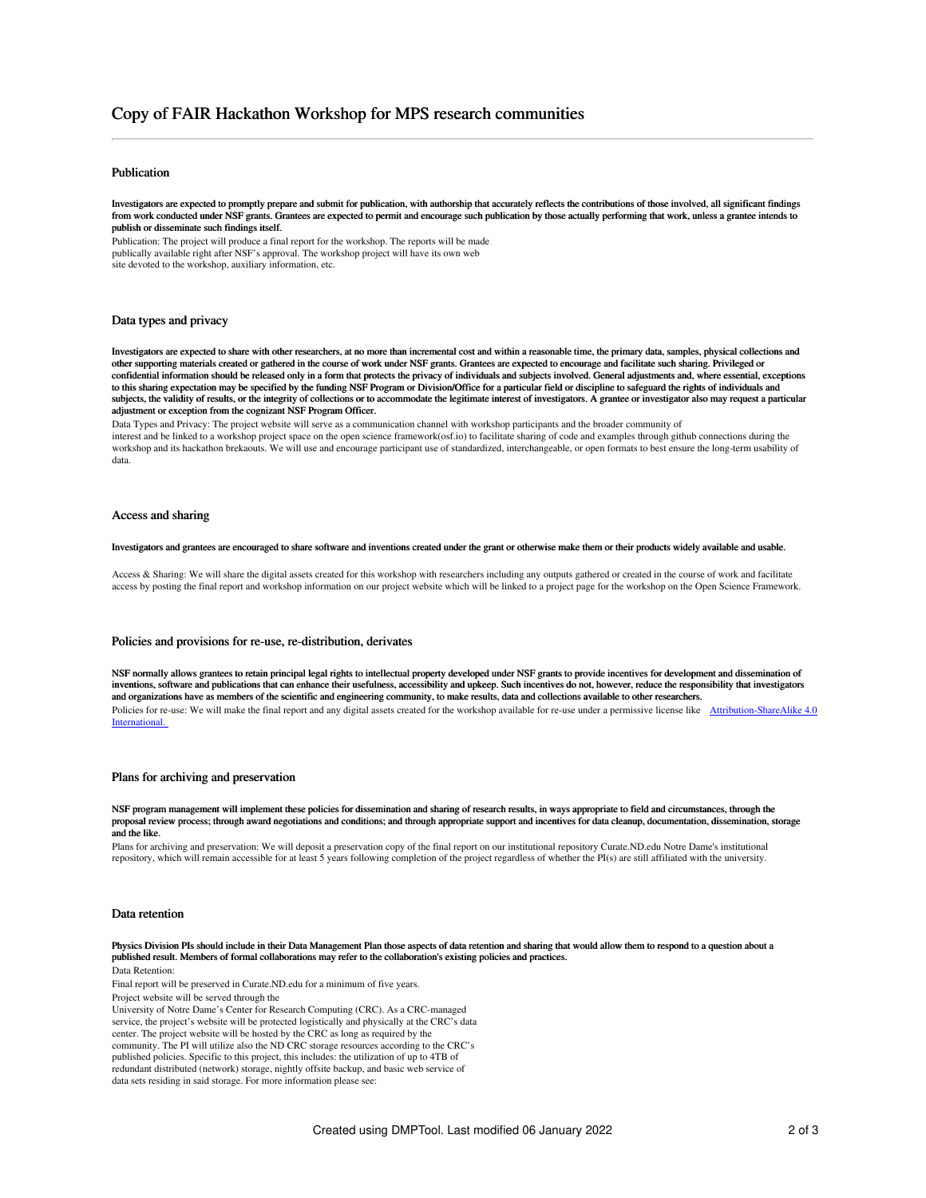# Copy of FAIR Hackathon Workshop for MPS research communities

## Publication

**Investigators are expected to promptly prepare and submit for publication, with authorship that accurately reflects the contributions of those involved, all significant findings from work conducted under NSF grants. Grantees are expected to permit and encourage such publication by those actually performing that work, unless a grantee intends to publish or disseminate such findings itself.**

Publication: The project will produce a final report for the workshop. The reports will be made publically available right after NSF's approval. The workshop project will have its own web site devoted to the workshop, auxiliary information, etc.

## Data types and privacy

**Investigators are expected to share with other researchers, at no more than incremental cost and within a reasonable time, the primary data, samples, physical collections and other supporting materials created or gathered in the course of work under NSF grants. Grantees are expected to encourage and facilitate such sharing. Privileged or confidential information should be released only in a form that protects the privacy of individuals and subjects involved. General adjustments and, where essential, exceptions to this sharing expectation may be specified by the funding NSF Program or Division/Office for a particular field or discipline to safeguard the rights of individuals and subjects, the validity of results, or the integrity of collections or to accommodate the legitimate interest of investigators. A grantee or investigator also may request a particular adjustment or exception from the cognizant NSF Program Officer.**

Data Types and Privacy: The project website will serve as a communication channel with workshop participants and the broader community of interest and be linked to a workshop project space on the open science framework(osf.io) to facilitate sharing of code and examples through github connections during the workshop and its hackathon brekaouts. We will use and encourage participant use of standardized, interchangeable, or open formats to best ensure the long-term usability of data.

## Access and sharing

**Investigators and grantees are encouraged to share software and inventions created under the grant or otherwise make them or their products widely available and usable.**

Access & Sharing: We will share the digital assets created for this workshop with researchers including any outputs gathered or created in the course of work and facilitate access by posting the final report and workshop information on our project website which will be linked to a project page for the workshop on the Open Science Framework.

## Policies and provisions for re-use, re-distribution, derivates

**NSF normally allows grantees to retain principal legal rights to intellectual property developed under NSF grants to provide incentives for development and dissemination of inventions, software and publications that can enhance their usefulness, accessibility and upkeep. Such incentives do not, however, reduce the responsibility that investigators and organizations have as members of the scientific and engineering community, to make results, data and collections available to other researchers.**

Policies for re-use: We will make the final report and any digital assets created for the workshop available for re-use under a permissive license like Attribution-ShareAlike 4.0 International.

## Plans for archiving and preservation

**NSF program management will implement these policies for dissemination and sharing of research results, in ways appropriate to field and circumstances, through the proposal review process; through award negotiations and conditions; and through appropriate support and incentives for data cleanup, documentation, dissemination, storage and the like.**

Plans for archiving and preservation: We will deposit a preservation copy of the final report on our institutional repository Curate.ND.edu Notre Dame's institutional repository, which will remain accessible for at least 5 years following completion of the project regardless of whether the PI(s) are still affiliated with the university.

## Data retention

**Physics Division PIs should include in their Data Management Plan those aspects of data retention and sharing that would allow them to respond to a question about a published result. Members of formal collaborations may refer to the collaboration's existing policies and practices.**

Data Retention:

Final report will be preserved in Curate.ND.edu for a minimum of five years.

Project website will be served through the University of Notre Dame's Center for Research Computing (CRC). As a CRC-managed service, the project's website will be protected logistically and physically at the CRC's data center. The project website will be hosted by the CRC as long as required by the community. The PI will utilize also the ND CRC storage resources according to the CRC's published policies. Specific to this project, this includes: the utilization of up to 4TB of redundant distributed (network) storage, nightly offsite backup, and basic web service of data sets residing in said storage. For more information please see: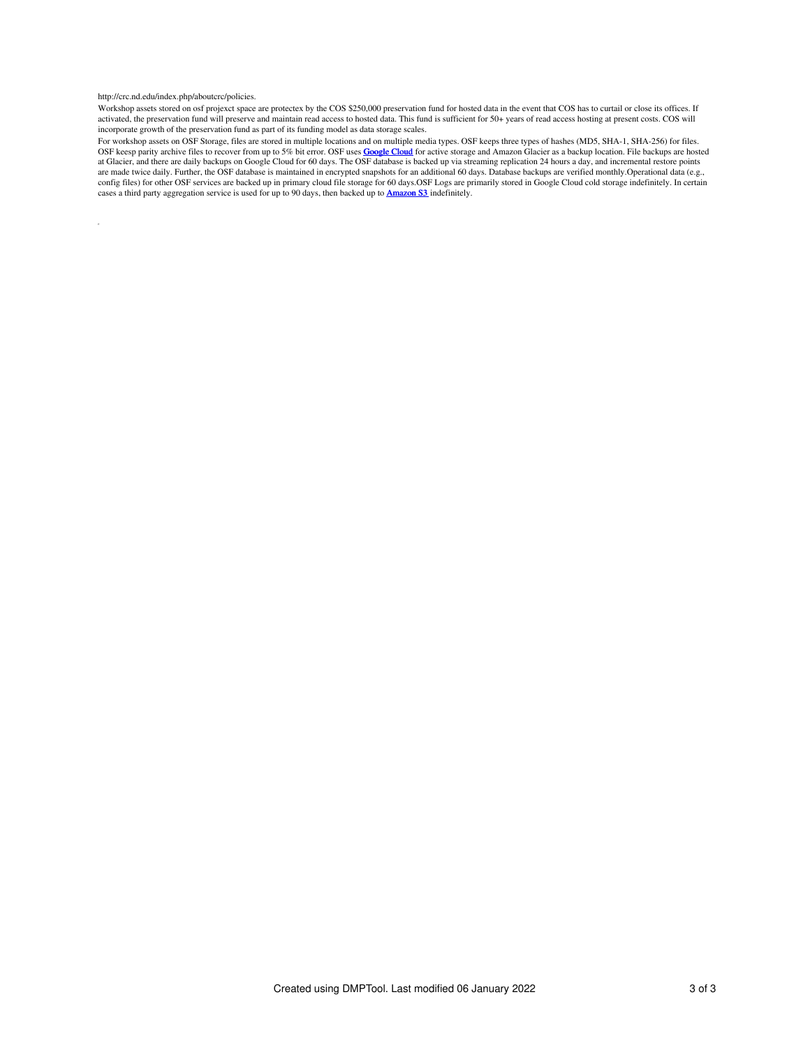http://crc.nd.edu/index.php/aboutcrc/policies.

Workshop assets stored on osf projexct space are protectex by the COS $250,000 preservation fund for hosted data in the event that COS has to curtail or close its offices. If activated, the preservation fund will preserve and maintain read access to hosted data. This fund is sufficient for 50+ years of read access hosting at present costs. COS will incorporate growth of the preservation fund as part of its funding model as data storage scales.

For workshop assets on OSF Storage, files are stored in multiple locations and on multiple media types. OSF keeps three types of hashes (MD5, SHA-1, SHA-256) for files. OSF keesp parity archive files to recover from up to 5% bit error. OSF uses **Google Cloud** for active storage and Amazon Glacier as a backup location. File backups are hosted at Glacier, and there are daily backups on Google Cloud for 60 days. The OSF database is backed up via streaming replication 24 hours a day, and incremental restore points are made twice daily. Further, the OSF database is maintained in encrypted snapshots for an additional 60 days. Database backups are verified monthly.Operational data (e.g., config files) for other OSF services are backed up in primary cloud file storage for 60 days.OSF Logs are primarily stored in Google Cloud cold storage indefinitely. In certain cases a third party aggregation service is used for up to 90 days, then backed up to **Amazon S3** indefinitely.